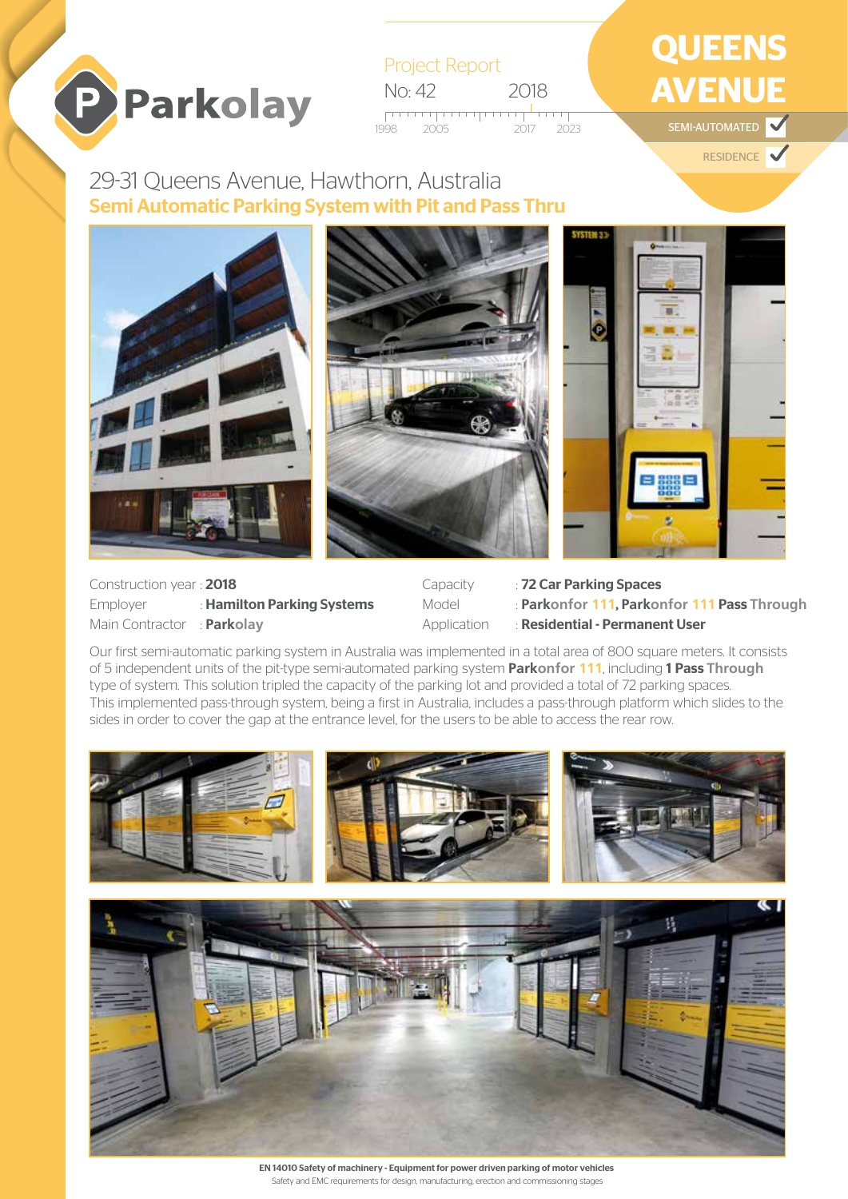Parkolay

Project Report

No: 42 — 2018

# QUEENS AVENUE

SEMI-AUTOMATED ✔

RESIDENCE ✔

## 29-31 Queens Avenue, Hawthorn, Australia

### Semi Automatic Parking System with Pit and Pass Thru

Construction year : **2018**
Employer : **Hamilton Parking Systems**
Main Contractor : **Parkolay**

Capacity : **72 Car Parking Spaces**
Model : **Parkonfor 111, Parkonfor 111 Pass Through**
Application : **Residential - Permanent User**

Our first semi-automatic parking system in Australia was implemented in a total area of 800 square meters. It consists of 5 independent units of the pit-type semi-automated parking system **Parkonfor 111**, including **1 Pass Through** type of system. This solution tripled the capacity of the parking lot and provided a total of 72 parking spaces.
This implemented pass-through system, being a first in Australia, includes a pass-through platform which slides to the sides in order to cover the gap at the entrance level, for the users to be able to access the rear row.

**EN 14010 Safety of machinery - Equipment for power driven parking of motor vehicles**
Safety and EMC requirements for design, manufacturing, erection and commissioning stages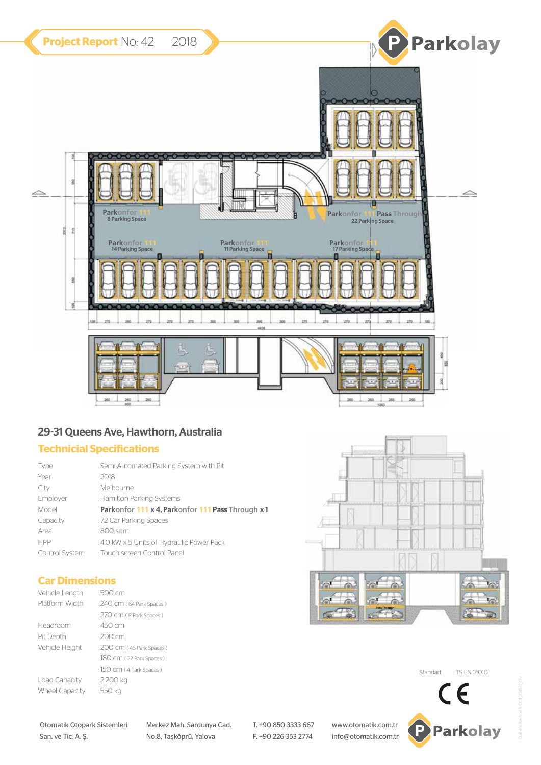**Project Report** No: 42 2018

Parkolay

Parkonfor 111
8 Parking Space

Parkonfor 111 Pass Through
22 Parking Space

Parkonfor 111
14 Parking Space

Parkonfor 111
11 Parking Space

Parkonfor 111
17 Parking Space

## 29-31 Queens Ave, Hawthorn, Australia

## Technicial Specifications

| | |
|---|---|
| Type | : Semi-Automated Parking System with Pit |
| Year | : 2018 |
| City | : Melbourne |
| Employer | : Hamilton Parking Systems |
| Model | : **Parkonfor 111 x 4, Parkonfor 111 Pass Through x 1** |
| Capacity | : 72 Car Parking Spaces |
| Area | : 800 sqm |
| HPP | : 4,0 kW x 5 Units of Hydraulic Power Pack |
| Control System | : Touch-screen Control Panel |

## Car Dimensions

| | |
|---|---|
| Vehicle Length | : 500 cm |
| Platform Width | : 240 cm ( 64 Park Spaces ) |
| | : 270 cm ( 8 Park Spaces ) |
| Headroom | : 450 cm |
| Pit Depth | : 200 cm |
| Vehicle Height | : 200 cm ( 46 Park Spaces ) |
| | : 180 cm ( 22 Park Spaces ) |
| | : 150 cm ( 4 Park Spaces ) |
| Load Capacity | : 2.200 kg |
| Wheel Capacity | : 550 kg |

Standart : TS EN 14010

CE

Otomatik Otopark Sistemleri San. ve Tic. A. Ş.

Merkez Mah. Sardunya Cad. No:8, Taşköprü, Yalova

T. +90 850 3333 667
F. +90 226 353 2774

www.otomatik.com.tr
info@otomatik.com.tr

Parkolay